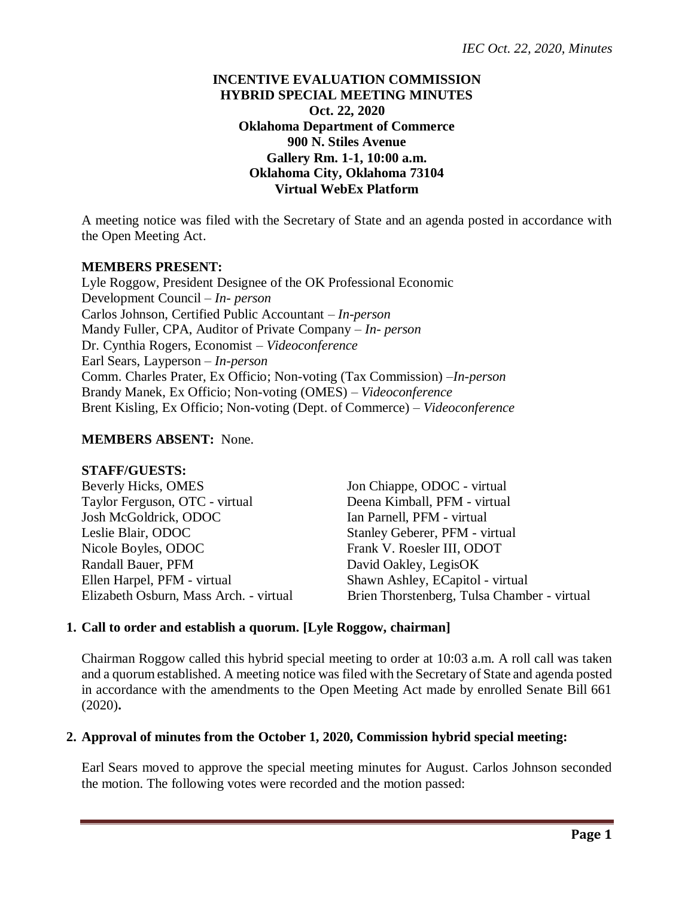**INCENTIVE EVALUATION COMMISSION**
**HYBRID SPECIAL MEETING MINUTES**
**Oct. 22, 2020**
**Oklahoma Department of Commerce**
**900 N. Stiles Avenue**
**Gallery Rm. 1-1, 10:00 a.m.**
**Oklahoma City, Oklahoma 73104**
**Virtual WebEx Platform**

A meeting notice was filed with the Secretary of State and an agenda posted in accordance with the Open Meeting Act.

**MEMBERS PRESENT:**

Lyle Roggow, President Designee of the OK Professional Economic Development Council – *In- person*
Carlos Johnson, Certified Public Accountant – *In-person*
Mandy Fuller, CPA, Auditor of Private Company – *In- person*
Dr. Cynthia Rogers, Economist – *Videoconference*
Earl Sears, Layperson – *In-person*
Comm. Charles Prater, Ex Officio; Non-voting (Tax Commission) –*In-person*
Brandy Manek, Ex Officio; Non-voting (OMES) – *Videoconference*
Brent Kisling, Ex Officio; Non-voting (Dept. of Commerce) – *Videoconference*

**MEMBERS ABSENT:** None.

**STAFF/GUESTS:**

Beverly Hicks, OMES
Taylor Ferguson, OTC - virtual
Josh McGoldrick, ODOC
Leslie Blair, ODOC
Nicole Boyles, ODOC
Randall Bauer, PFM
Ellen Harpel, PFM - virtual
Elizabeth Osburn, Mass Arch. - virtual
Jon Chiappe, ODOC - virtual
Deena Kimball, PFM - virtual
Ian Parnell, PFM - virtual
Stanley Geberer, PFM - virtual
Frank V. Roesler III, ODOT
David Oakley, LegisOK
Shawn Ashley, ECapitol - virtual
Brien Thorstenberg, Tulsa Chamber - virtual

**1. Call to order and establish a quorum. [Lyle Roggow, chairman]**

Chairman Roggow called this hybrid special meeting to order at 10:03 a.m. A roll call was taken and a quorum established. A meeting notice was filed with the Secretary of State and agenda posted in accordance with the amendments to the Open Meeting Act made by enrolled Senate Bill 661 (2020)**.**

**2. Approval of minutes from the October 1, 2020, Commission hybrid special meeting:**

Earl Sears moved to approve the special meeting minutes for August. Carlos Johnson seconded the motion. The following votes were recorded and the motion passed: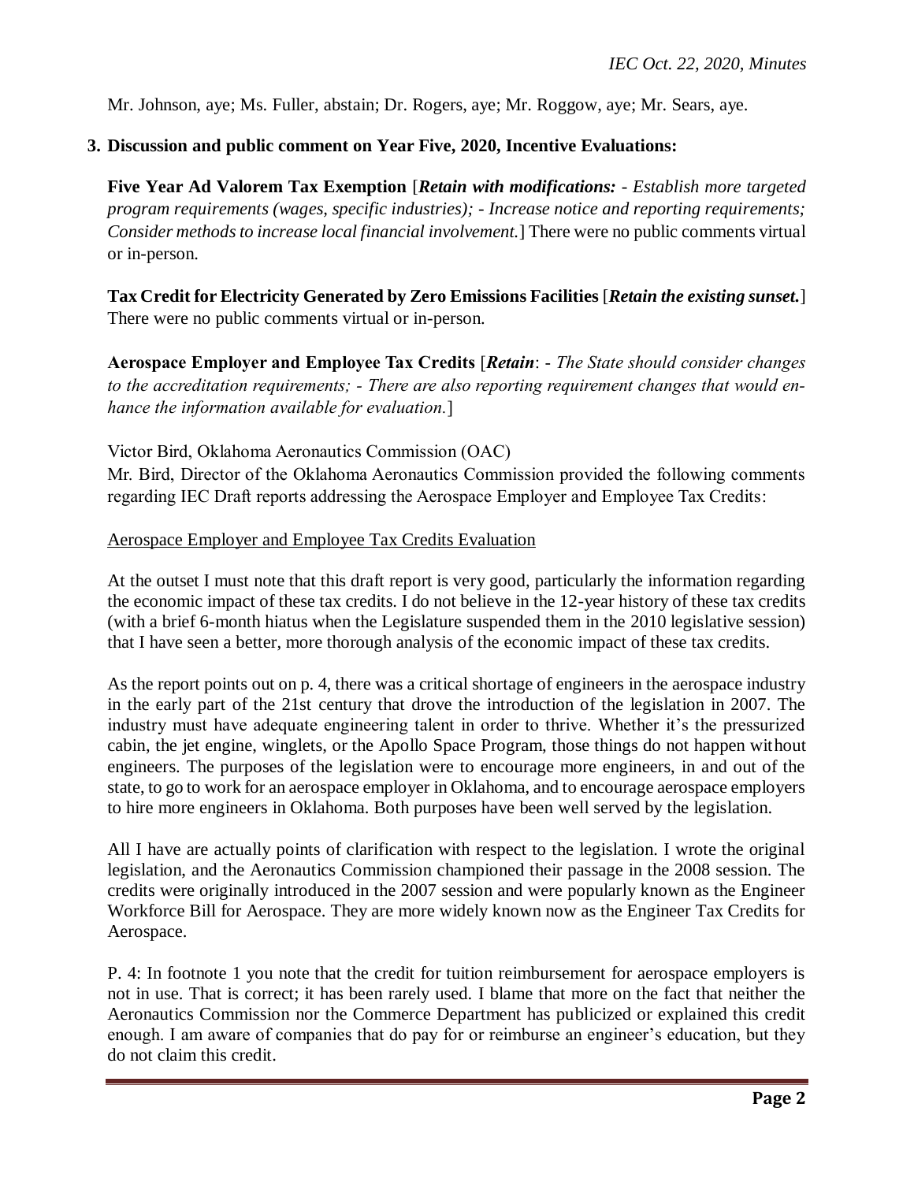Mr. Johnson, aye; Ms. Fuller, abstain; Dr. Rogers, aye; Mr. Roggow, aye; Mr. Sears, aye.

**3. Discussion and public comment on Year Five, 2020, Incentive Evaluations:**

**Five Year Ad Valorem Tax Exemption** [***Retain with modifications:*** *- Establish more targeted program requirements (wages, specific industries); - Increase notice and reporting requirements; Consider methods to increase local financial involvement.*] There were no public comments virtual or in-person.

**Tax Credit for Electricity Generated by Zero Emissions Facilities** [***Retain the existing sunset.***] There were no public comments virtual or in-person.

**Aerospace Employer and Employee Tax Credits** [***Retain***: *- The State should consider changes to the accreditation requirements; - There are also reporting requirement changes that would enhance the information available for evaluation.*]

Victor Bird, Oklahoma Aeronautics Commission (OAC)
Mr. Bird, Director of the Oklahoma Aeronautics Commission provided the following comments regarding IEC Draft reports addressing the Aerospace Employer and Employee Tax Credits:

Aerospace Employer and Employee Tax Credits Evaluation

At the outset I must note that this draft report is very good, particularly the information regarding the economic impact of these tax credits. I do not believe in the 12-year history of these tax credits (with a brief 6-month hiatus when the Legislature suspended them in the 2010 legislative session) that I have seen a better, more thorough analysis of the economic impact of these tax credits.

As the report points out on p. 4, there was a critical shortage of engineers in the aerospace industry in the early part of the 21st century that drove the introduction of the legislation in 2007. The industry must have adequate engineering talent in order to thrive. Whether it's the pressurized cabin, the jet engine, winglets, or the Apollo Space Program, those things do not happen without engineers. The purposes of the legislation were to encourage more engineers, in and out of the state, to go to work for an aerospace employer in Oklahoma, and to encourage aerospace employers to hire more engineers in Oklahoma. Both purposes have been well served by the legislation.

All I have are actually points of clarification with respect to the legislation. I wrote the original legislation, and the Aeronautics Commission championed their passage in the 2008 session. The credits were originally introduced in the 2007 session and were popularly known as the Engineer Workforce Bill for Aerospace. They are more widely known now as the Engineer Tax Credits for Aerospace.

P. 4: In footnote 1 you note that the credit for tuition reimbursement for aerospace employers is not in use. That is correct; it has been rarely used. I blame that more on the fact that neither the Aeronautics Commission nor the Commerce Department has publicized or explained this credit enough. I am aware of companies that do pay for or reimburse an engineer's education, but they do not claim this credit.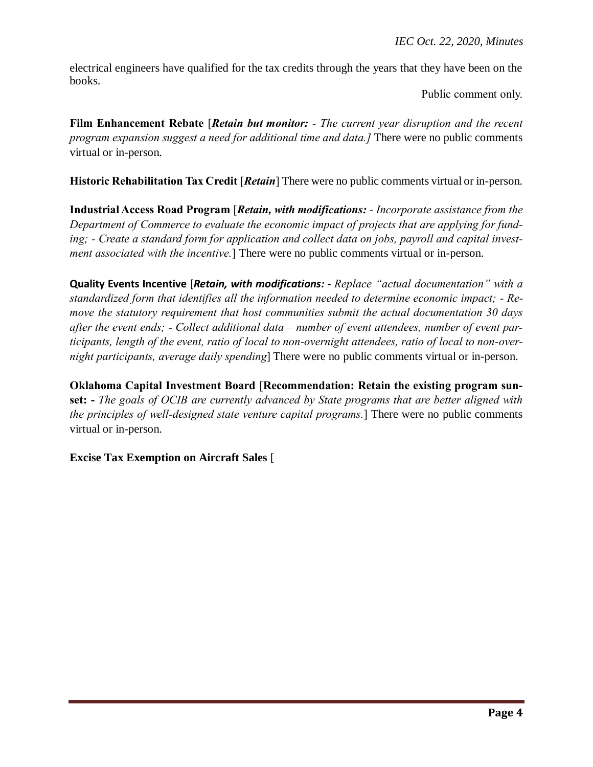electrical engineers have qualified for the tax credits through the years that they have been on the books.

Public comment only.

**Film Enhancement Rebate** [***Retain but monitor:*** *- The current year disruption and the recent program expansion suggest a need for additional time and data.]* There were no public comments virtual or in-person.

**Historic Rehabilitation Tax Credit** [***Retain***] There were no public comments virtual or in-person.

**Industrial Access Road Program** [***Retain, with modifications:*** *- Incorporate assistance from the Department of Commerce to evaluate the economic impact of projects that are applying for funding; - Create a standard form for application and collect data on jobs, payroll and capital investment associated with the incentive.*] There were no public comments virtual or in-person.

**Quality Events Incentive** [***Retain, with modifications: -*** *Replace "actual documentation" with a standardized form that identifies all the information needed to determine economic impact; - Remove the statutory requirement that host communities submit the actual documentation 30 days after the event ends; - Collect additional data – number of event attendees, number of event participants, length of the event, ratio of local to non-overnight attendees, ratio of local to non-overnight participants, average daily spending*] There were no public comments virtual or in-person.

**Oklahoma Capital Investment Board** [**Recommendation: Retain the existing program sunset: -** *The goals of OCIB are currently advanced by State programs that are better aligned with the principles of well-designed state venture capital programs.*] There were no public comments virtual or in-person.

**Excise Tax Exemption on Aircraft Sales** [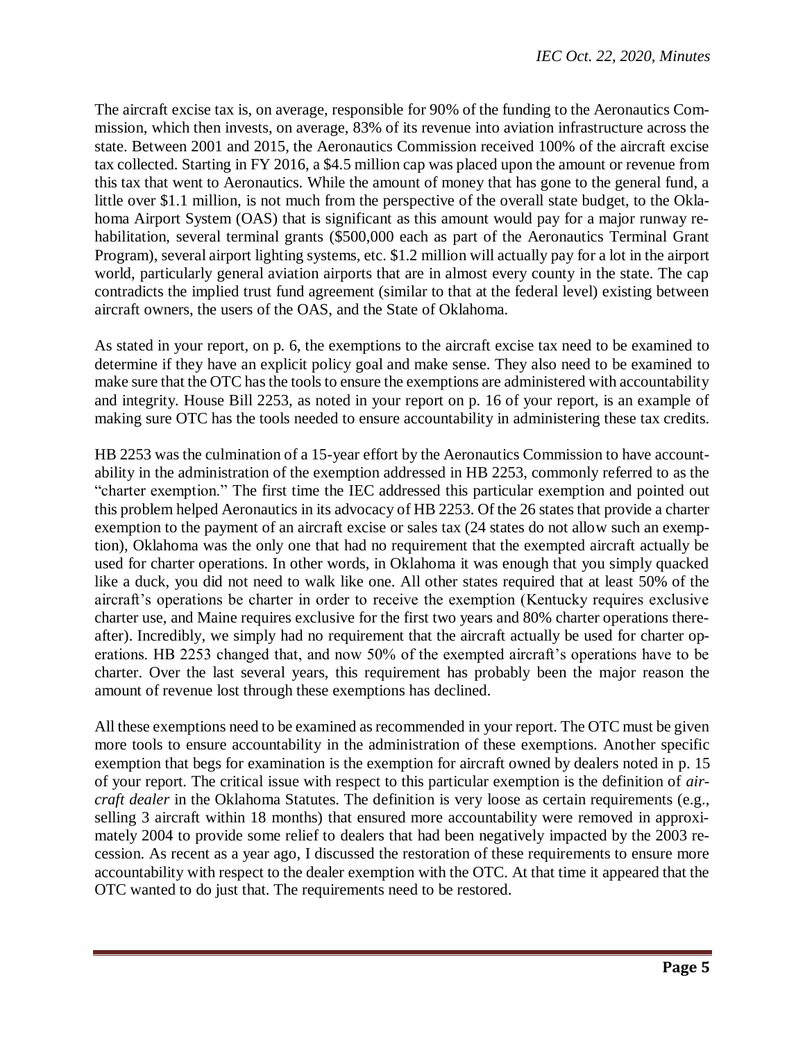The aircraft excise tax is, on average, responsible for 90% of the funding to the Aeronautics Commission, which then invests, on average, 83% of its revenue into aviation infrastructure across the state. Between 2001 and 2015, the Aeronautics Commission received 100% of the aircraft excise tax collected. Starting in FY 2016, a $4.5 million cap was placed upon the amount or revenue from this tax that went to Aeronautics. While the amount of money that has gone to the general fund, a little over $1.1 million, is not much from the perspective of the overall state budget, to the Oklahoma Airport System (OAS) that is significant as this amount would pay for a major runway rehabilitation, several terminal grants ($500,000 each as part of the Aeronautics Terminal Grant Program), several airport lighting systems, etc. $1.2 million will actually pay for a lot in the airport world, particularly general aviation airports that are in almost every county in the state. The cap contradicts the implied trust fund agreement (similar to that at the federal level) existing between aircraft owners, the users of the OAS, and the State of Oklahoma.

As stated in your report, on p. 6, the exemptions to the aircraft excise tax need to be examined to determine if they have an explicit policy goal and make sense. They also need to be examined to make sure that the OTC has the tools to ensure the exemptions are administered with accountability and integrity. House Bill 2253, as noted in your report on p. 16 of your report, is an example of making sure OTC has the tools needed to ensure accountability in administering these tax credits.

HB 2253 was the culmination of a 15-year effort by the Aeronautics Commission to have accountability in the administration of the exemption addressed in HB 2253, commonly referred to as the "charter exemption." The first time the IEC addressed this particular exemption and pointed out this problem helped Aeronautics in its advocacy of HB 2253. Of the 26 states that provide a charter exemption to the payment of an aircraft excise or sales tax (24 states do not allow such an exemption), Oklahoma was the only one that had no requirement that the exempted aircraft actually be used for charter operations. In other words, in Oklahoma it was enough that you simply quacked like a duck, you did not need to walk like one. All other states required that at least 50% of the aircraft's operations be charter in order to receive the exemption (Kentucky requires exclusive charter use, and Maine requires exclusive for the first two years and 80% charter operations thereafter). Incredibly, we simply had no requirement that the aircraft actually be used for charter operations. HB 2253 changed that, and now 50% of the exempted aircraft's operations have to be charter. Over the last several years, this requirement has probably been the major reason the amount of revenue lost through these exemptions has declined.

All these exemptions need to be examined as recommended in your report. The OTC must be given more tools to ensure accountability in the administration of these exemptions. Another specific exemption that begs for examination is the exemption for aircraft owned by dealers noted in p. 15 of your report. The critical issue with respect to this particular exemption is the definition of *aircraft dealer* in the Oklahoma Statutes. The definition is very loose as certain requirements (e.g., selling 3 aircraft within 18 months) that ensured more accountability were removed in approximately 2004 to provide some relief to dealers that had been negatively impacted by the 2003 recession. As recent as a year ago, I discussed the restoration of these requirements to ensure more accountability with respect to the dealer exemption with the OTC. At that time it appeared that the OTC wanted to do just that. The requirements need to be restored.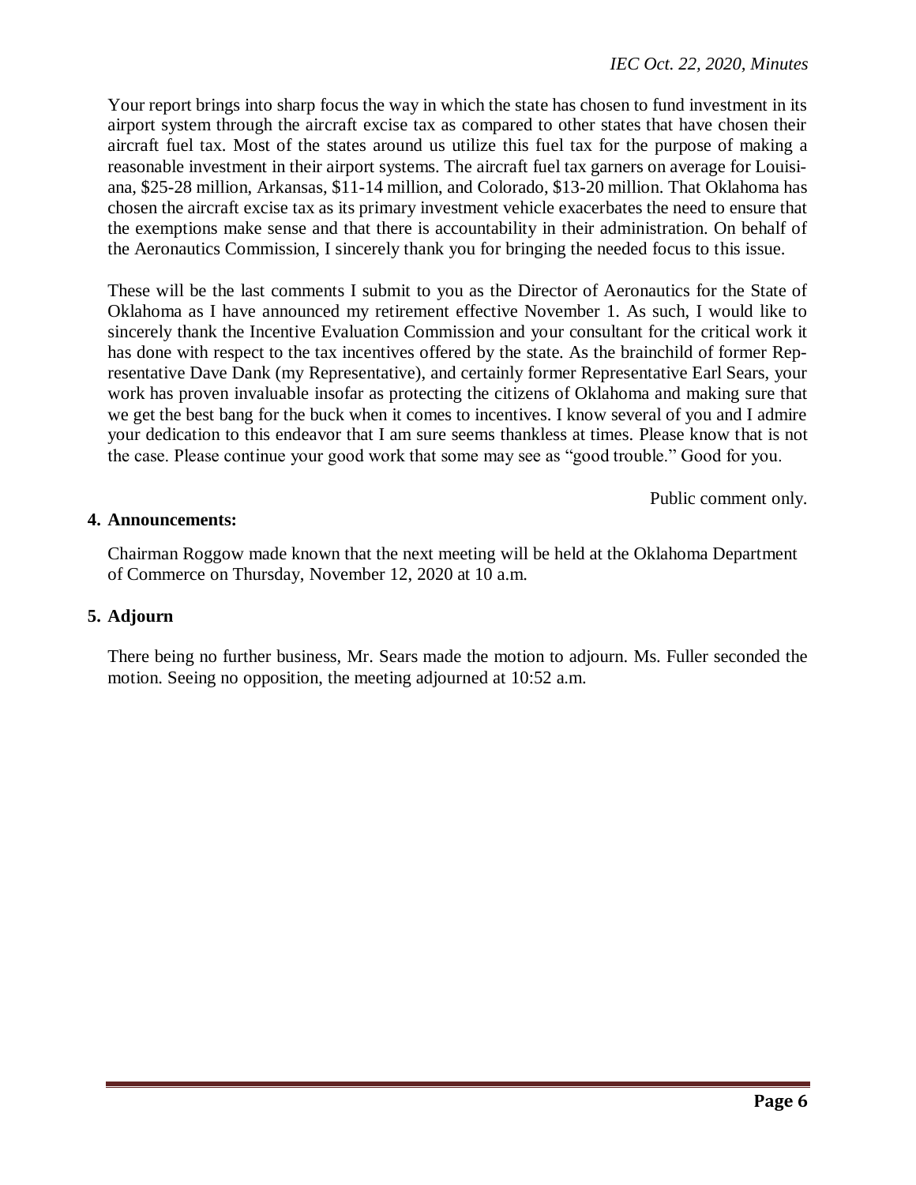Your report brings into sharp focus the way in which the state has chosen to fund investment in its airport system through the aircraft excise tax as compared to other states that have chosen their aircraft fuel tax. Most of the states around us utilize this fuel tax for the purpose of making a reasonable investment in their airport systems. The aircraft fuel tax garners on average for Louisiana, $25-28 million, Arkansas, $11-14 million, and Colorado, $13-20 million. That Oklahoma has chosen the aircraft excise tax as its primary investment vehicle exacerbates the need to ensure that the exemptions make sense and that there is accountability in their administration. On behalf of the Aeronautics Commission, I sincerely thank you for bringing the needed focus to this issue.

These will be the last comments I submit to you as the Director of Aeronautics for the State of Oklahoma as I have announced my retirement effective November 1. As such, I would like to sincerely thank the Incentive Evaluation Commission and your consultant for the critical work it has done with respect to the tax incentives offered by the state. As the brainchild of former Representative Dave Dank (my Representative), and certainly former Representative Earl Sears, your work has proven invaluable insofar as protecting the citizens of Oklahoma and making sure that we get the best bang for the buck when it comes to incentives. I know several of you and I admire your dedication to this endeavor that I am sure seems thankless at times. Please know that is not the case. Please continue your good work that some may see as "good trouble." Good for you.

Public comment only.

**4. Announcements:**

Chairman Roggow made known that the next meeting will be held at the Oklahoma Department of Commerce on Thursday, November 12, 2020 at 10 a.m.

**5. Adjourn**

There being no further business, Mr. Sears made the motion to adjourn. Ms. Fuller seconded the motion. Seeing no opposition, the meeting adjourned at 10:52 a.m.